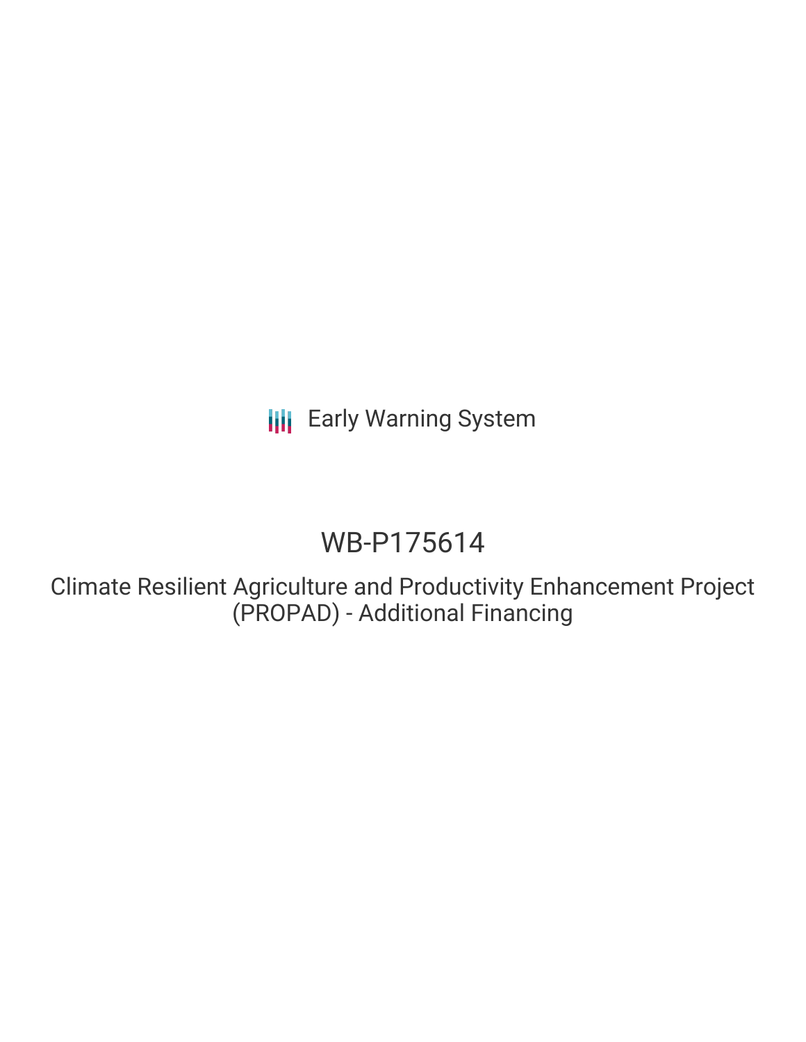Early Warning System

# WB-P175614

## Climate Resilient Agriculture and Productivity Enhancement Project (PROPAD) - Additional Financing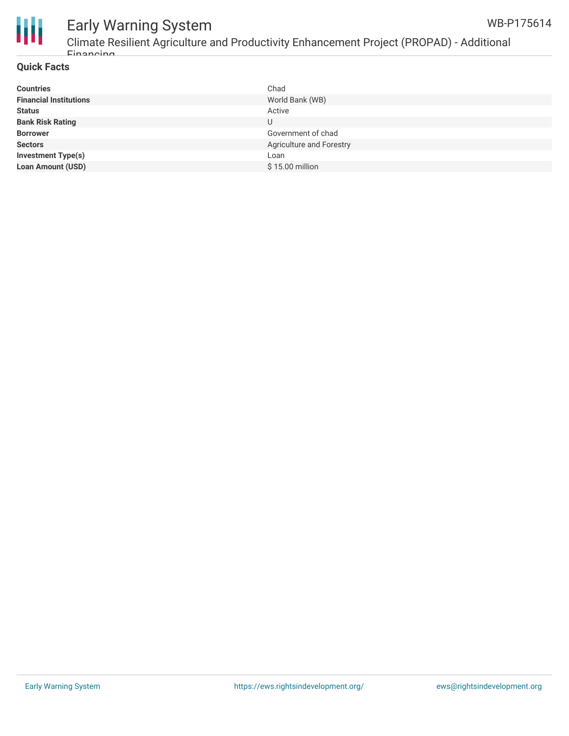## Quick Facts

| | |
|---|---|
| **Countries** | Chad |
| **Financial Institutions** | World Bank (WB) |
| **Status** | Active |
| **Bank Risk Rating** | U |
| **Borrower** | Government of chad |
| **Sectors** | Agriculture and Forestry |
| **Investment Type(s)** | Loan |
| **Loan Amount (USD)** | $ 15.00 million |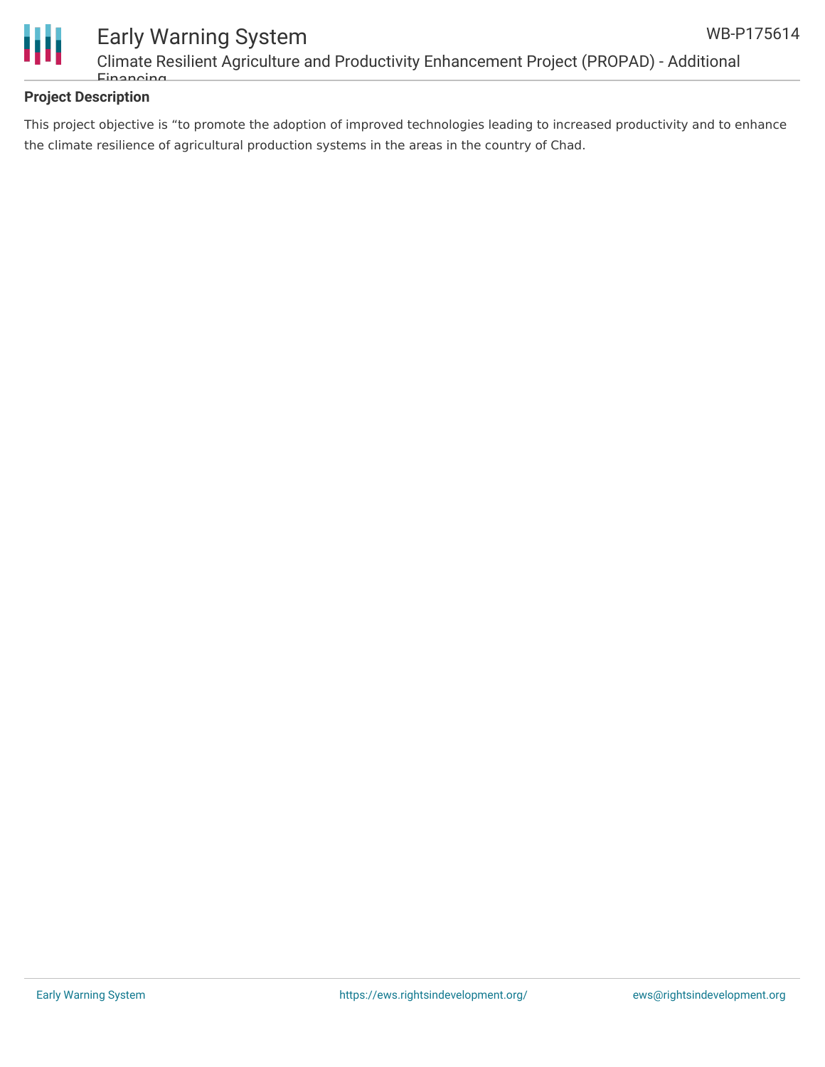**Project Description**

This project objective is “to promote the adoption of improved technologies leading to increased productivity and to enhance the climate resilience of agricultural production systems in the areas in the country of Chad.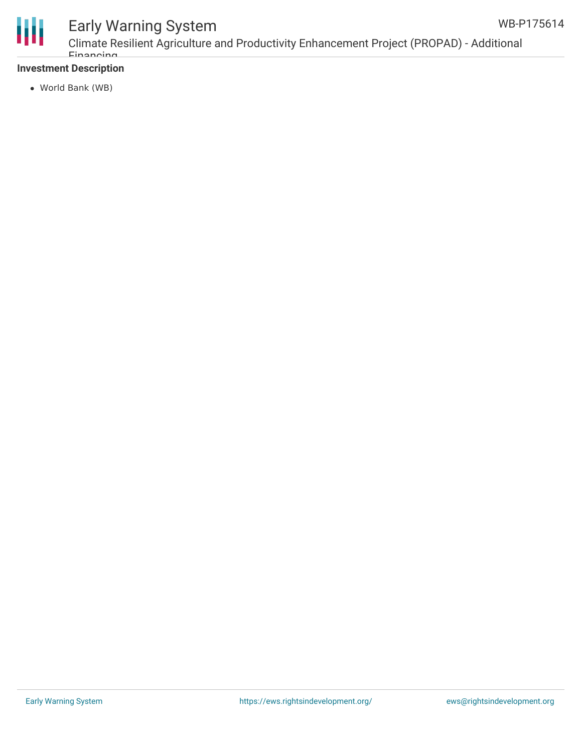**Investment Description**

- World Bank (WB)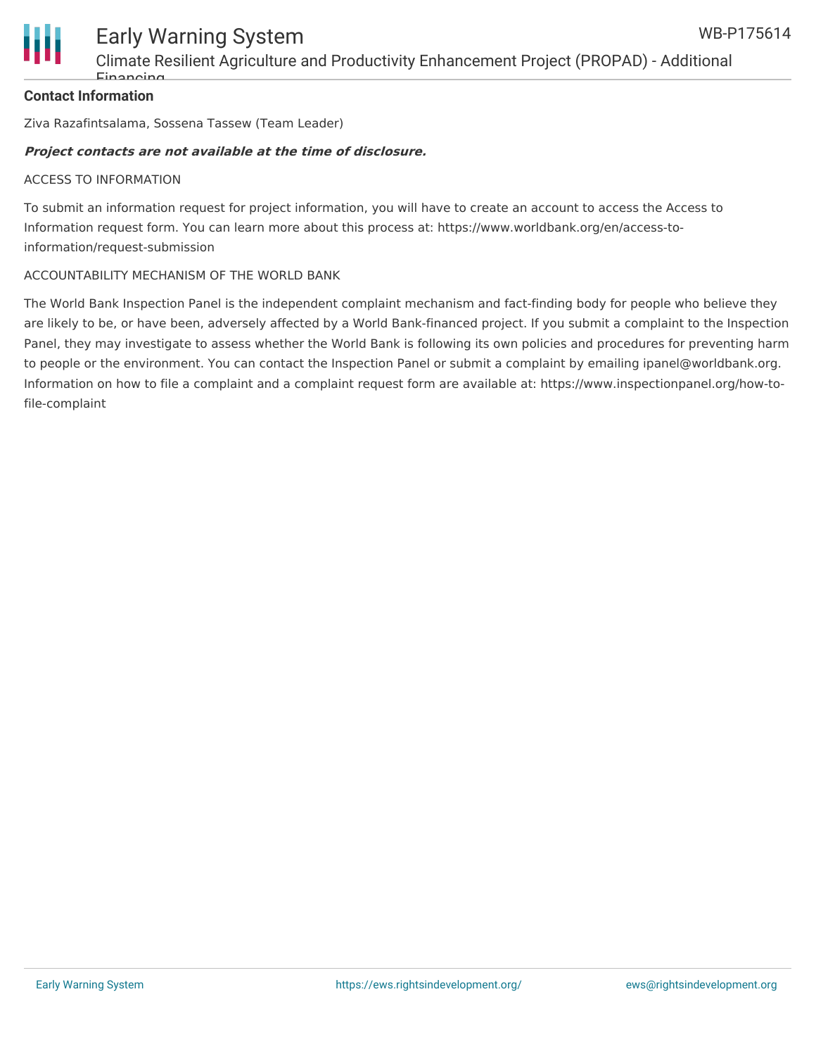**Contact Information**

Ziva Razafintsalama, Sossena Tassew (Team Leader)

***Project contacts are not available at the time of disclosure.***

ACCESS TO INFORMATION

To submit an information request for project information, you will have to create an account to access the Access to Information request form. You can learn more about this process at: https://www.worldbank.org/en/access-to-information/request-submission

ACCOUNTABILITY MECHANISM OF THE WORLD BANK

The World Bank Inspection Panel is the independent complaint mechanism and fact-finding body for people who believe they are likely to be, or have been, adversely affected by a World Bank-financed project. If you submit a complaint to the Inspection Panel, they may investigate to assess whether the World Bank is following its own policies and procedures for preventing harm to people or the environment. You can contact the Inspection Panel or submit a complaint by emailing ipanel@worldbank.org. Information on how to file a complaint and a complaint request form are available at: https://www.inspectionpanel.org/how-to-file-complaint